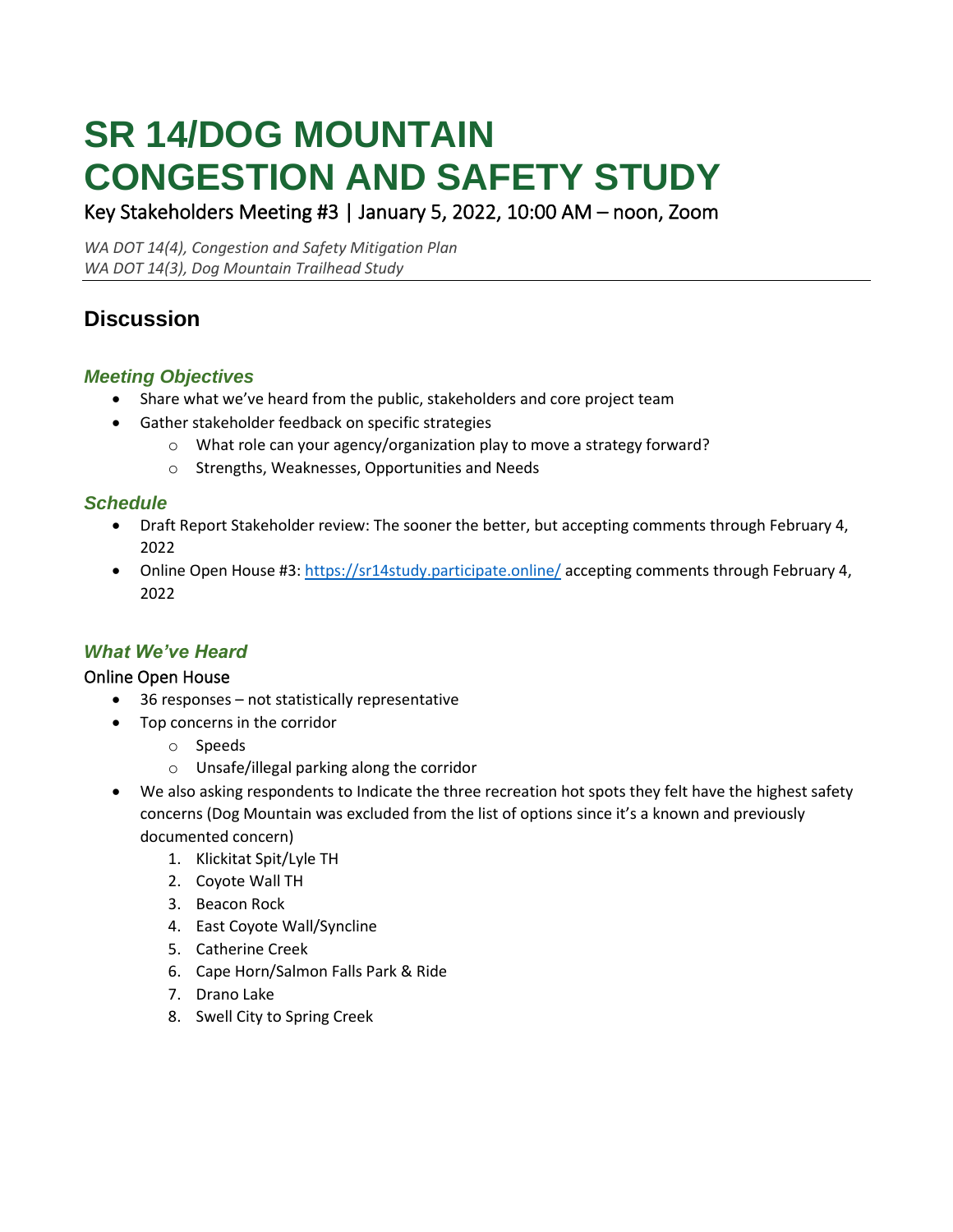# SR 14/DOG MOUNTAIN CONGESTION AND SAFETY STUDY

Key Stakeholders Meeting #3 | January 5, 2022, 10:00 AM – noon, Zoom

*WA DOT 14(4), Congestion and Safety Mitigation Plan*
*WA DOT 14(3), Dog Mountain Trailhead Study*

---

## Discussion

### *Meeting Objectives*

- Share what we've heard from the public, stakeholders and core project team
- Gather stakeholder feedback on specific strategies
  - What role can your agency/organization play to move a strategy forward?
  - Strengths, Weaknesses, Opportunities and Needs

### *Schedule*

- Draft Report Stakeholder review: The sooner the better, but accepting comments through February 4, 2022
- Online Open House #3: https://sr14study.participate.online/ accepting comments through February 4, 2022

### *What We've Heard*

#### Online Open House

- 36 responses – not statistically representative
- Top concerns in the corridor
  - Speeds
  - Unsafe/illegal parking along the corridor
- We also asking respondents to Indicate the three recreation hot spots they felt have the highest safety concerns (Dog Mountain was excluded from the list of options since it's a known and previously documented concern)
  1. Klickitat Spit/Lyle TH
  2. Coyote Wall TH
  3. Beacon Rock
  4. East Coyote Wall/Syncline
  5. Catherine Creek
  6. Cape Horn/Salmon Falls Park & Ride
  7. Drano Lake
  8. Swell City to Spring Creek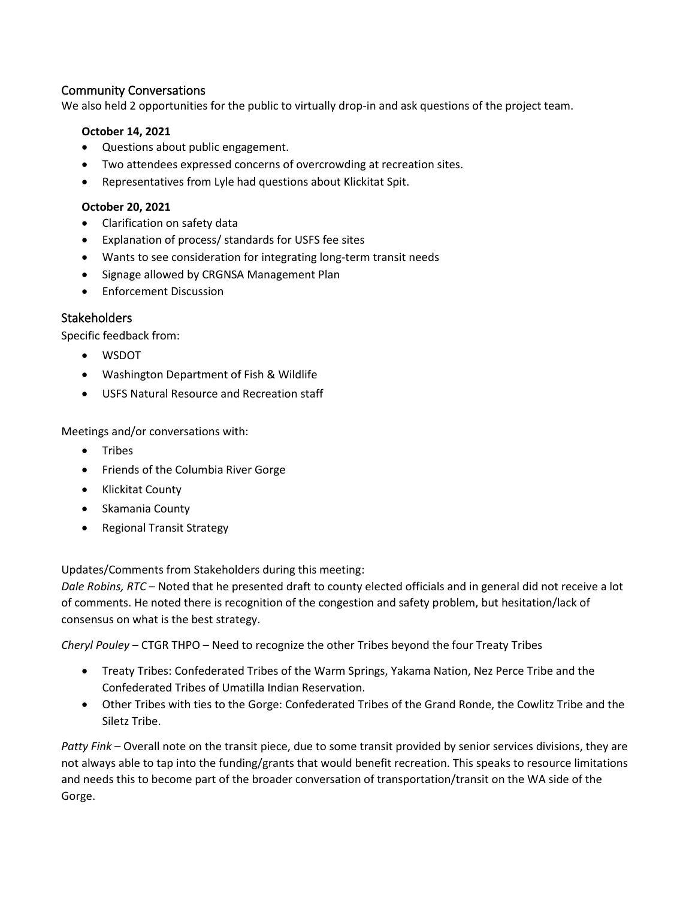## Community Conversations

We also held 2 opportunities for the public to virtually drop-in and ask questions of the project team.

**October 14, 2021**

- Questions about public engagement.
- Two attendees expressed concerns of overcrowding at recreation sites.
- Representatives from Lyle had questions about Klickitat Spit.

**October 20, 2021**

- Clarification on safety data
- Explanation of process/ standards for USFS fee sites
- Wants to see consideration for integrating long-term transit needs
- Signage allowed by CRGNSA Management Plan
- Enforcement Discussion

## Stakeholders

Specific feedback from:

- WSDOT
- Washington Department of Fish & Wildlife
- USFS Natural Resource and Recreation staff

Meetings and/or conversations with:

- Tribes
- Friends of the Columbia River Gorge
- Klickitat County
- Skamania County
- Regional Transit Strategy

Updates/Comments from Stakeholders during this meeting:

*Dale Robins, RTC* – Noted that he presented draft to county elected officials and in general did not receive a lot of comments. He noted there is recognition of the congestion and safety problem, but hesitation/lack of consensus on what is the best strategy.

*Cheryl Pouley* – CTGR THPO – Need to recognize the other Tribes beyond the four Treaty Tribes

- Treaty Tribes: Confederated Tribes of the Warm Springs, Yakama Nation, Nez Perce Tribe and the Confederated Tribes of Umatilla Indian Reservation.
- Other Tribes with ties to the Gorge: Confederated Tribes of the Grand Ronde, the Cowlitz Tribe and the Siletz Tribe.

*Patty Fink* – Overall note on the transit piece, due to some transit provided by senior services divisions, they are not always able to tap into the funding/grants that would benefit recreation. This speaks to resource limitations and needs this to become part of the broader conversation of transportation/transit on the WA side of the Gorge.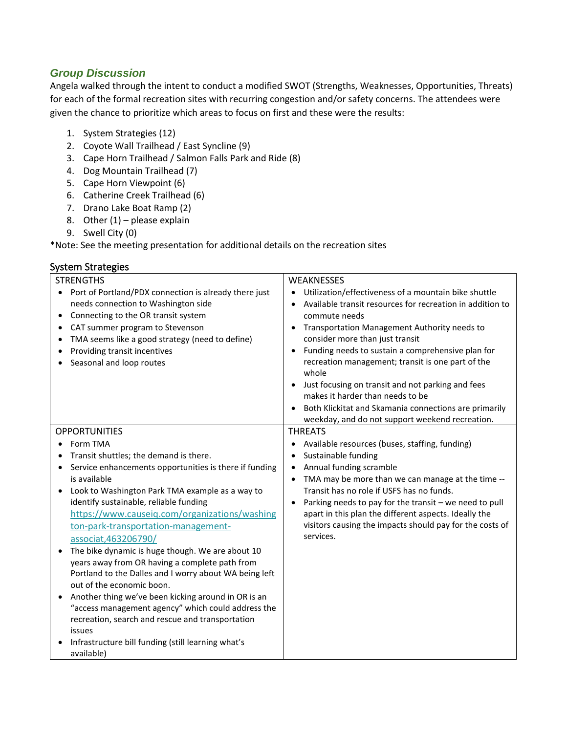## *Group Discussion*

Angela walked through the intent to conduct a modified SWOT (Strengths, Weaknesses, Opportunities, Threats) for each of the formal recreation sites with recurring congestion and/or safety concerns. The attendees were given the chance to prioritize which areas to focus on first and these were the results:

1. System Strategies (12)
2. Coyote Wall Trailhead / East Syncline (9)
3. Cape Horn Trailhead / Salmon Falls Park and Ride (8)
4. Dog Mountain Trailhead (7)
5. Cape Horn Viewpoint (6)
6. Catherine Creek Trailhead (6)
7. Drano Lake Boat Ramp (2)
8. Other (1) – please explain
9. Swell City (0)

*Note: See the meeting presentation for additional details on the recreation sites

### System Strategies

| STRENGTHS | WEAKNESSES |
|---|---|
| • Port of Portland/PDX connection is already there just needs connection to Washington side<br>• Connecting to the OR transit system<br>• CAT summer program to Stevenson<br>• TMA seems like a good strategy (need to define)<br>• Providing transit incentives<br>• Seasonal and loop routes | • Utilization/effectiveness of a mountain bike shuttle<br>• Available transit resources for recreation in addition to commute needs<br>• Transportation Management Authority needs to consider more than just transit<br>• Funding needs to sustain a comprehensive plan for recreation management; transit is one part of the whole<br>• Just focusing on transit and not parking and fees makes it harder than needs to be<br>• Both Klickitat and Skamania connections are primarily weekday, and do not support weekend recreation. |
| **OPPORTUNITIES** | **THREATS** |
| • Form TMA<br>• Transit shuttles; the demand is there.<br>• Service enhancements opportunities is there if funding is available<br>• Look to Washington Park TMA example as a way to identify sustainable, reliable funding https://www.causeiq.com/organizations/washington-park-transportation-management-associat,463206790/<br>• The bike dynamic is huge though. We are about 10 years away from OR having a complete path from Portland to the Dalles and I worry about WA being left out of the economic boon.<br>• Another thing we've been kicking around in OR is an "access management agency" which could address the recreation, search and rescue and transportation issues<br>• Infrastructure bill funding (still learning what's available) | • Available resources (buses, staffing, funding)<br>• Sustainable funding<br>• Annual funding scramble<br>• TMA may be more than we can manage at the time -- Transit has no role if USFS has no funds.<br>• Parking needs to pay for the transit – we need to pull apart in this plan the different aspects. Ideally the visitors causing the impacts should pay for the costs of services. |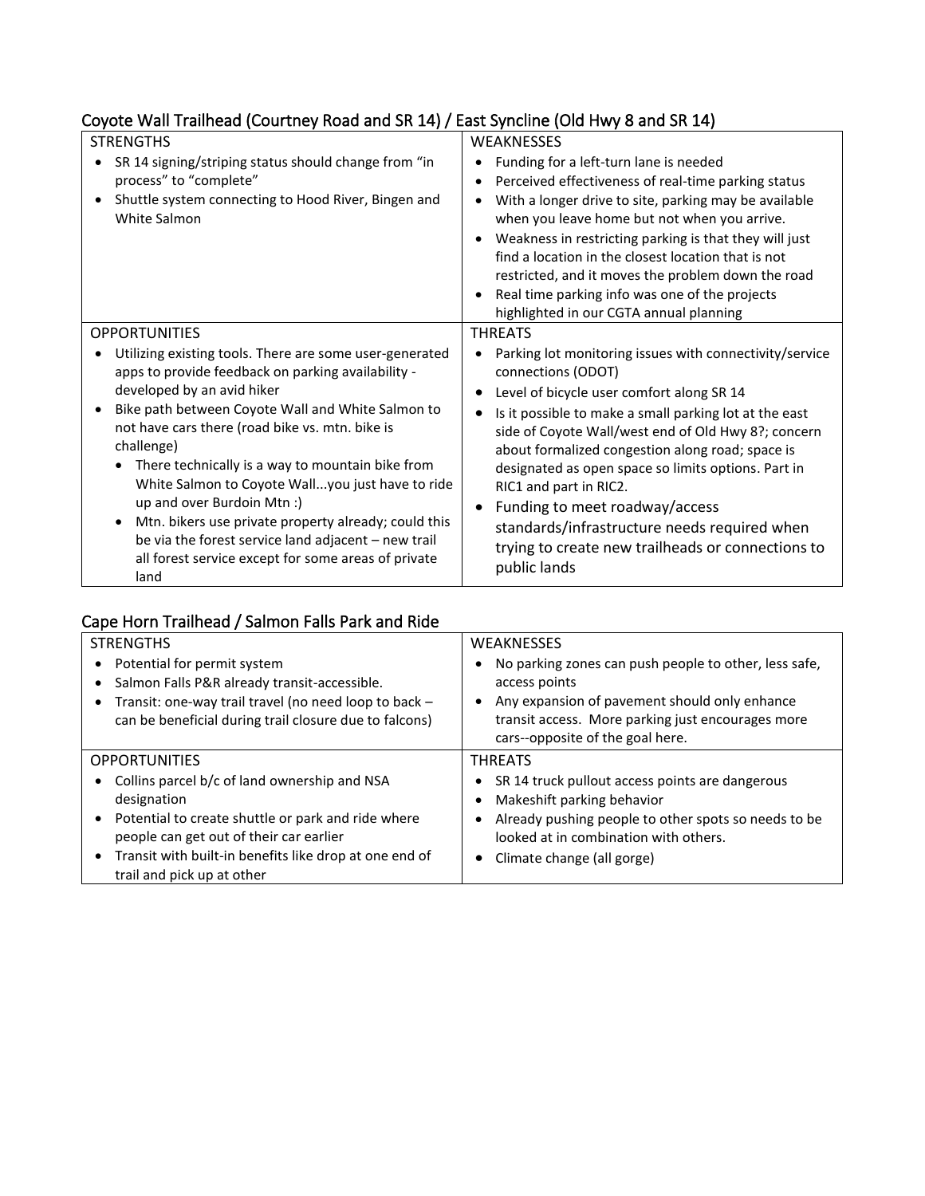## Coyote Wall Trailhead (Courtney Road and SR 14) / East Syncline (Old Hwy 8 and SR 14)

| STRENGTHS | WEAKNESSES |
|---|---|
| • SR 14 signing/striping status should change from "in process" to "complete"<br>• Shuttle system connecting to Hood River, Bingen and White Salmon | • Funding for a left-turn lane is needed<br>• Perceived effectiveness of real-time parking status<br>• With a longer drive to site, parking may be available when you leave home but not when you arrive.<br>• Weakness in restricting parking is that they will just find a location in the closest location that is not restricted, and it moves the problem down the road<br>• Real time parking info was one of the projects highlighted in our CGTA annual planning |
| **OPPORTUNITIES** | **THREATS** |
| • Utilizing existing tools. There are some user-generated apps to provide feedback on parking availability - developed by an avid hiker<br>• Bike path between Coyote Wall and White Salmon to not have cars there (road bike vs. mtn. bike is challenge)<br>&nbsp;&nbsp;&nbsp;&nbsp;• There technically is a way to mountain bike from White Salmon to Coyote Wall...you just have to ride up and over Burdoin Mtn :)<br>&nbsp;&nbsp;&nbsp;&nbsp;• Mtn. bikers use private property already; could this be via the forest service land adjacent – new trail all forest service except for some areas of private land | • Parking lot monitoring issues with connectivity/service connections (ODOT)<br>• Level of bicycle user comfort along SR 14<br>• Is it possible to make a small parking lot at the east side of Coyote Wall/west end of Old Hwy 8?; concern about formalized congestion along road; space is designated as open space so limits options. Part in RIC1 and part in RIC2.<br>• Funding to meet roadway/access standards/infrastructure needs required when trying to create new trailheads or connections to public lands |

## Cape Horn Trailhead / Salmon Falls Park and Ride

| STRENGTHS | WEAKNESSES |
|---|---|
| • Potential for permit system<br>• Salmon Falls P&R already transit-accessible.<br>• Transit: one-way trail travel (no need loop to back – can be beneficial during trail closure due to falcons) | • No parking zones can push people to other, less safe, access points<br>• Any expansion of pavement should only enhance transit access. More parking just encourages more cars--opposite of the goal here. |
| **OPPORTUNITIES** | **THREATS** |
| • Collins parcel b/c of land ownership and NSA designation<br>• Potential to create shuttle or park and ride where people can get out of their car earlier<br>• Transit with built-in benefits like drop at one end of trail and pick up at other | • SR 14 truck pullout access points are dangerous<br>• Makeshift parking behavior<br>• Already pushing people to other spots so needs to be looked at in combination with others.<br>• Climate change (all gorge) |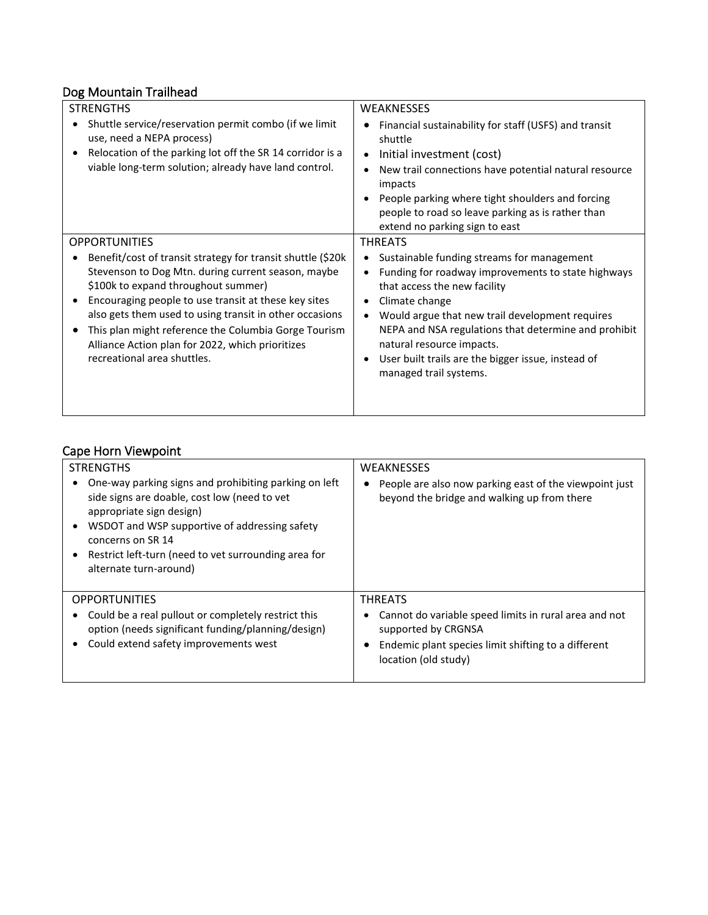## Dog Mountain Trailhead

<table>
<tr>
<td>

STRENGTHS

- Shuttle service/reservation permit combo (if we limit use, need a NEPA process)
- Relocation of the parking lot off the SR 14 corridor is a viable long-term solution; already have land control.

</td>
<td>

WEAKNESSES

- Financial sustainability for staff (USFS) and transit shuttle
- Initial investment (cost)
- New trail connections have potential natural resource impacts
- People parking where tight shoulders and forcing people to road so leave parking as is rather than extend no parking sign to east

</td>
</tr>
<tr>
<td>

OPPORTUNITIES

- Benefit/cost of transit strategy for transit shuttle ($20k Stevenson to Dog Mtn. during current season, maybe $100k to expand throughout summer)
- Encouraging people to use transit at these key sites also gets them used to using transit in other occasions
- This plan might reference the Columbia Gorge Tourism Alliance Action plan for 2022, which prioritizes recreational area shuttles.

</td>
<td>

THREATS

- Sustainable funding streams for management
- Funding for roadway improvements to state highways that access the new facility
- Climate change
- Would argue that new trail development requires NEPA and NSA regulations that determine and prohibit natural resource impacts.
- User built trails are the bigger issue, instead of managed trail systems.

</td>
</tr>
</table>

## Cape Horn Viewpoint

<table>
<tr>
<td>

STRENGTHS

- One-way parking signs and prohibiting parking on left side signs are doable, cost low (need to vet appropriate sign design)
- WSDOT and WSP supportive of addressing safety concerns on SR 14
- Restrict left-turn (need to vet surrounding area for alternate turn-around)

</td>
<td>

WEAKNESSES

- People are also now parking east of the viewpoint just beyond the bridge and walking up from there

</td>
</tr>
<tr>
<td>

OPPORTUNITIES

- Could be a real pullout or completely restrict this option (needs significant funding/planning/design)
- Could extend safety improvements west

</td>
<td>

THREATS

- Cannot do variable speed limits in rural area and not supported by CRGNSA
- Endemic plant species limit shifting to a different location (old study)

</td>
</tr>
</table>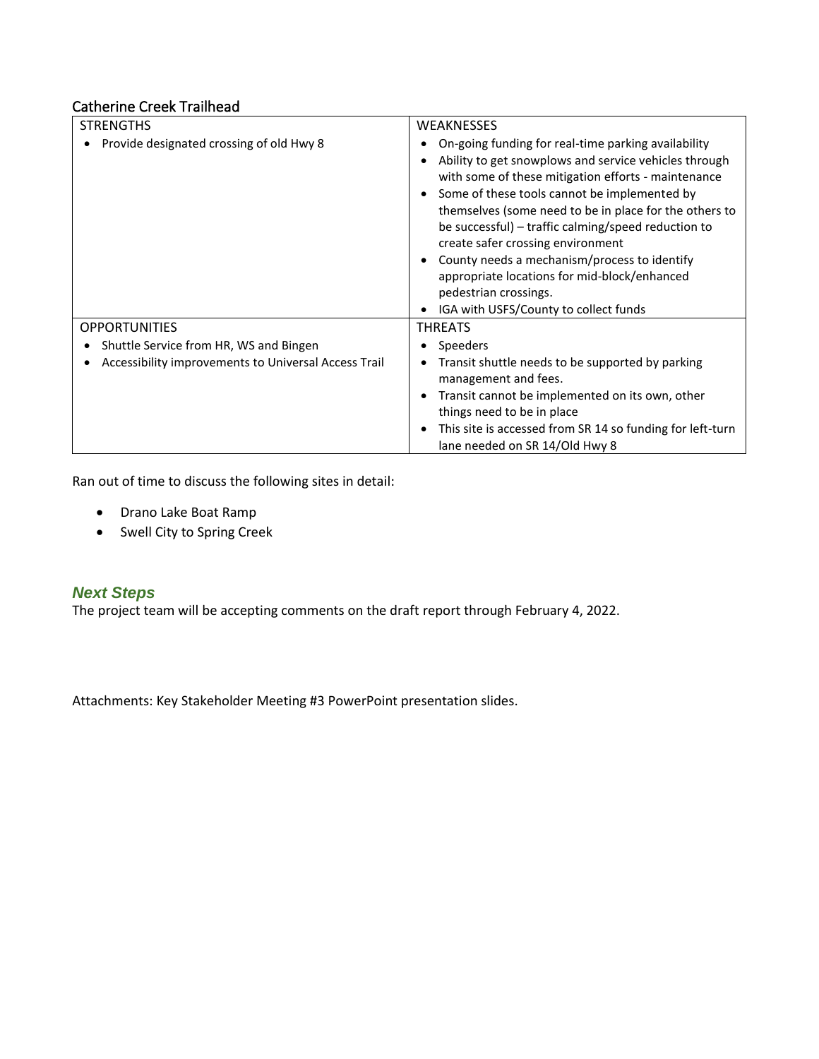### Catherine Creek Trailhead

| STRENGTHS | WEAKNESSES |
| --- | --- |
| • Provide designated crossing of old Hwy 8 | • On-going funding for real-time parking availability<br>• Ability to get snowplows and service vehicles through with some of these mitigation efforts - maintenance<br>• Some of these tools cannot be implemented by themselves (some need to be in place for the others to be successful) – traffic calming/speed reduction to create safer crossing environment<br>• County needs a mechanism/process to identify appropriate locations for mid-block/enhanced pedestrian crossings.<br>• IGA with USFS/County to collect funds |
| **OPPORTUNITIES** | **THREATS** |
| • Shuttle Service from HR, WS and Bingen<br>• Accessibility improvements to Universal Access Trail | • Speeders<br>• Transit shuttle needs to be supported by parking management and fees.<br>• Transit cannot be implemented on its own, other things need to be in place<br>• This site is accessed from SR 14 so funding for left-turn lane needed on SR 14/Old Hwy 8 |

Ran out of time to discuss the following sites in detail:

- Drano Lake Boat Ramp
- Swell City to Spring Creek

## *Next Steps*

The project team will be accepting comments on the draft report through February 4, 2022.

Attachments: Key Stakeholder Meeting #3 PowerPoint presentation slides.